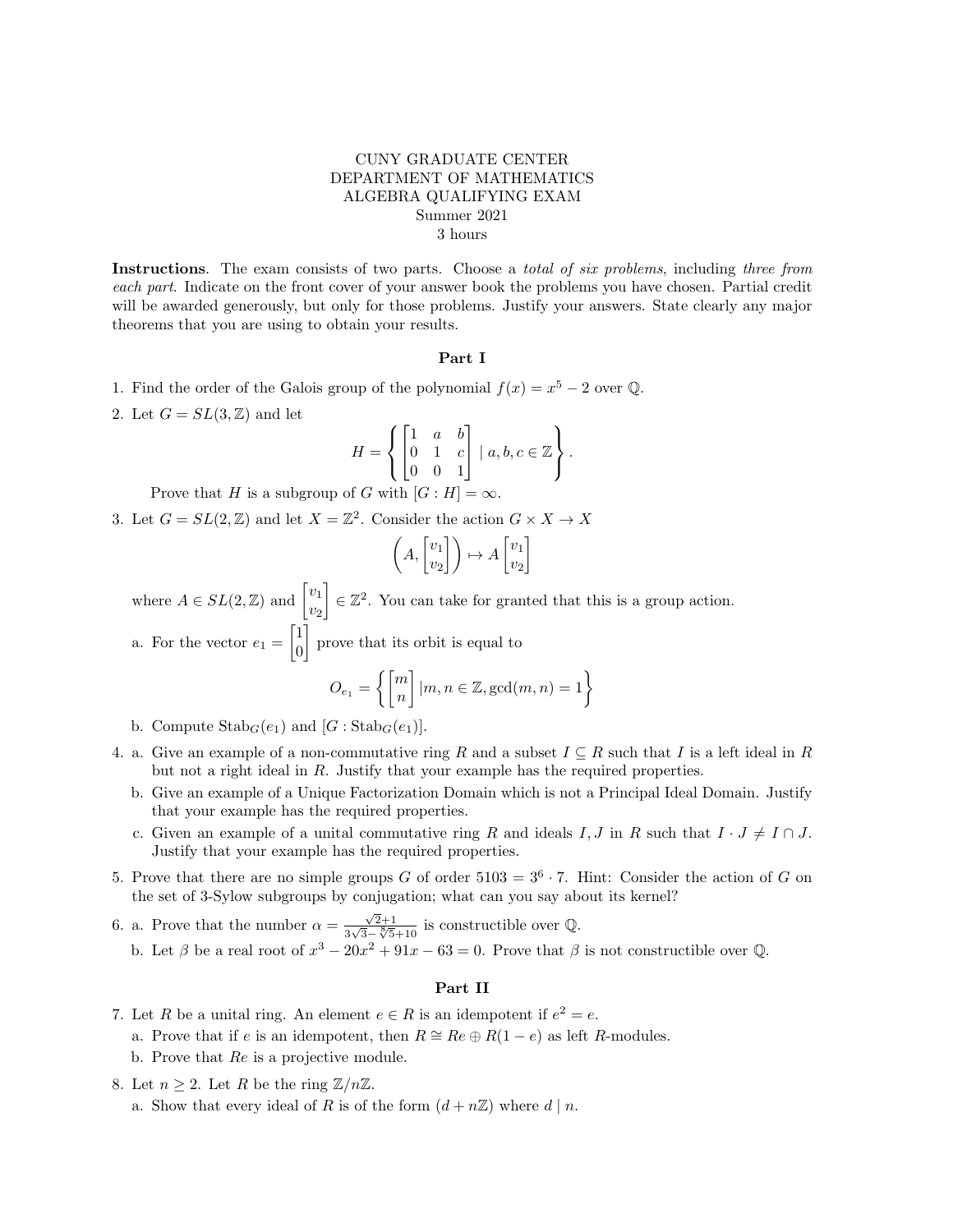CUNY GRADUATE CENTER
DEPARTMENT OF MATHEMATICS
ALGEBRA QUALIFYING EXAM
Summer 2021
3 hours

**Instructions**. The exam consists of two parts. Choose a *total of six problems*, including *three from each part*. Indicate on the front cover of your answer book the problems you have chosen. Partial credit will be awarded generously, but only for those problems. Justify your answers. State clearly any major theorems that you are using to obtain your results.

## Part I

1. Find the order of the Galois group of the polynomial $f(x) = x^5 - 2$ over $\mathbb{Q}$.

2. Let $G = SL(3, \mathbb{Z})$ and let
$$H = \left\{ \begin{bmatrix} 1 & a & b \\ 0 & 1 & c \\ 0 & 0 & 1 \end{bmatrix} \mid a, b, c \in \mathbb{Z} \right\}.$$
Prove that $H$ is a subgroup of $G$ with $[G : H] = \infty$.

3. Let $G = SL(2, \mathbb{Z})$ and let $X = \mathbb{Z}^2$. Consider the action $G \times X \to X$
$$\left( A, \begin{bmatrix} v_1 \\ v_2 \end{bmatrix} \right) \mapsto A \begin{bmatrix} v_1 \\ v_2 \end{bmatrix}$$
where $A \in SL(2, \mathbb{Z})$ and $\begin{bmatrix} v_1 \\ v_2 \end{bmatrix} \in \mathbb{Z}^2$. You can take for granted that this is a group action.

   a. For the vector $e_1 = \begin{bmatrix} 1 \\ 0 \end{bmatrix}$ prove that its orbit is equal to
$$O_{e_1} = \left\{ \begin{bmatrix} m \\ n \end{bmatrix} | m, n \in \mathbb{Z}, \gcd(m, n) = 1 \right\}$$

   b. Compute $\mathrm{Stab}_G(e_1)$ and $[G : \mathrm{Stab}_G(e_1)]$.

4. a. Give an example of a non-commutative ring $R$ and a subset $I \subseteq R$ such that $I$ is a left ideal in $R$ but not a right ideal in $R$. Justify that your example has the required properties.

   b. Give an example of a Unique Factorization Domain which is not a Principal Ideal Domain. Justify that your example has the required properties.

   c. Given an example of a unital commutative ring $R$ and ideals $I, J$ in $R$ such that $I \cdot J \neq I \cap J$. Justify that your example has the required properties.

5. Prove that there are no simple groups $G$ of order $5103 = 3^6 \cdot 7$. Hint: Consider the action of $G$ on the set of 3-Sylow subgroups by conjugation; what can you say about its kernel?

6. a. Prove that the number $\alpha = \frac{\sqrt{2}+1}{3\sqrt{3}-\sqrt[8]{5}+10}$ is constructible over $\mathbb{Q}$.

   b. Let $\beta$ be a real root of $x^3 - 20x^2 + 91x - 63 = 0$. Prove that $\beta$ is not constructible over $\mathbb{Q}$.

## Part II

7. Let $R$ be a unital ring. An element $e \in R$ is an idempotent if $e^2 = e$.

   a. Prove that if $e$ is an idempotent, then $R \cong Re \oplus R(1 - e)$ as left $R$-modules.

   b. Prove that $Re$ is a projective module.

8. Let $n \geq 2$. Let $R$ be the ring $\mathbb{Z}/n\mathbb{Z}$.

   a. Show that every ideal of $R$ is of the form $(d + n\mathbb{Z})$ where $d \mid n$.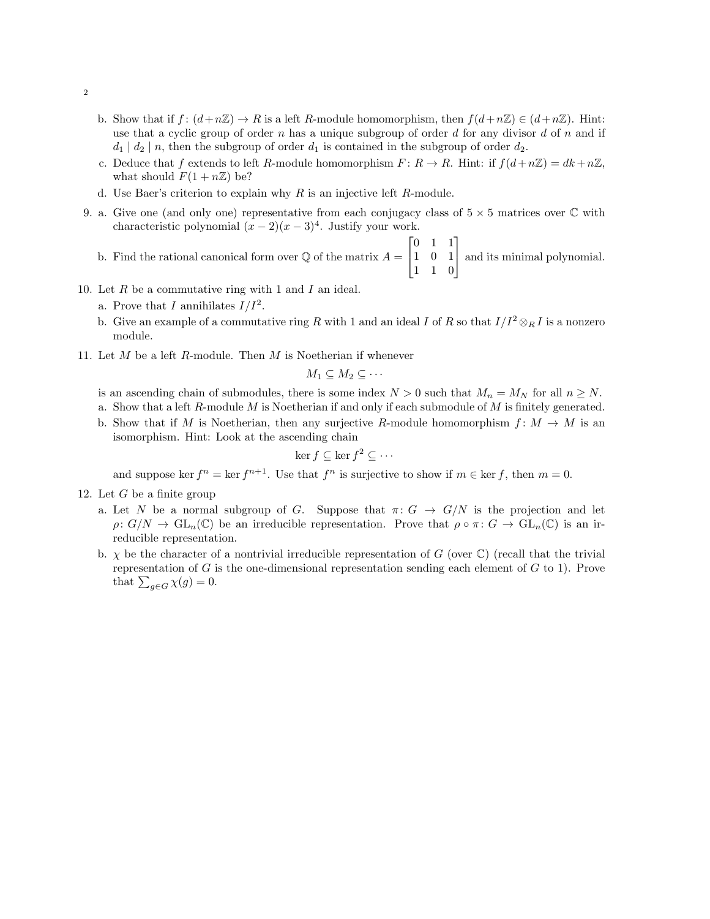b. Show that if $f\colon (d+n\mathbb{Z}) \to R$ is a left $R$-module homomorphism, then $f(d+n\mathbb{Z}) \in (d+n\mathbb{Z})$. Hint: use that a cyclic group of order $n$ has a unique subgroup of order $d$ for any divisor $d$ of $n$ and if $d_1 \mid d_2 \mid n$, then the subgroup of order $d_1$ is contained in the subgroup of order $d_2$.

c. Deduce that $f$ extends to left $R$-module homomorphism $F\colon R \to R$. Hint: if $f(d+n\mathbb{Z}) = dk + n\mathbb{Z}$, what should $F(1+n\mathbb{Z})$ be?

d. Use Baer's criterion to explain why $R$ is an injective left $R$-module.

9. a. Give one (and only one) representative from each conjugacy class of $5 \times 5$ matrices over $\mathbb{C}$ with characteristic polynomial $(x-2)(x-3)^4$. Justify your work.

   b. Find the rational canonical form over $\mathbb{Q}$ of the matrix $A = \begin{bmatrix} 0 & 1 & 1 \\ 1 & 0 & 1 \\ 1 & 1 & 0 \end{bmatrix}$ and its minimal polynomial.

10. Let $R$ be a commutative ring with 1 and $I$ an ideal.

    a. Prove that $I$ annihilates $I/I^2$.

    b. Give an example of a commutative ring $R$ with 1 and an ideal $I$ of $R$ so that $I/I^2 \otimes_R I$ is a nonzero module.

11. Let $M$ be a left $R$-module. Then $M$ is Noetherian if whenever

$$M_1 \subseteq M_2 \subseteq \cdots$$

is an ascending chain of submodules, there is some index $N > 0$ such that $M_n = M_N$ for all $n \geq N$.

   a. Show that a left $R$-module $M$ is Noetherian if and only if each submodule of $M$ is finitely generated.

   b. Show that if $M$ is Noetherian, then any surjective $R$-module homomorphism $f\colon M \to M$ is an isomorphism. Hint: Look at the ascending chain

$$\ker f \subseteq \ker f^2 \subseteq \cdots$$

   and suppose $\ker f^n = \ker f^{n+1}$. Use that $f^n$ is surjective to show if $m \in \ker f$, then $m = 0$.

12. Let $G$ be a finite group

    a. Let $N$ be a normal subgroup of $G$. Suppose that $\pi\colon G \to G/N$ is the projection and let $\rho\colon G/N \to \mathrm{GL}_n(\mathbb{C})$ be an irreducible representation. Prove that $\rho \circ \pi\colon G \to \mathrm{GL}_n(\mathbb{C})$ is an irreducible representation.

    b. $\chi$ be the character of a nontrivial irreducible representation of $G$ (over $\mathbb{C}$) (recall that the trivial representation of $G$ is the one-dimensional representation sending each element of $G$ to 1). Prove that $\sum_{g \in G} \chi(g) = 0$.